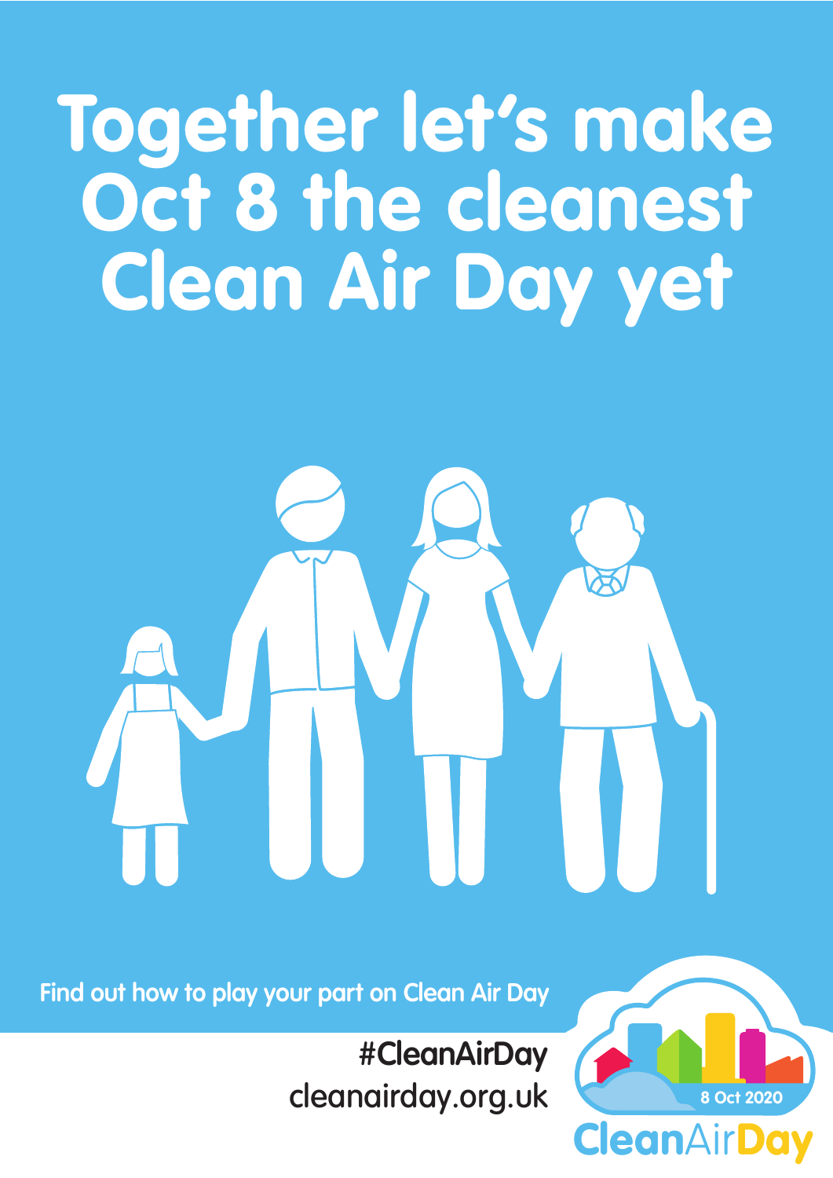# Together let's make Oct 8 the cleanest Clean Air Day yet

Find out how to play your part on Clean Air Day

#CleanAirDay
cleanairday.org.uk

8 Oct 2020

CleanAirDay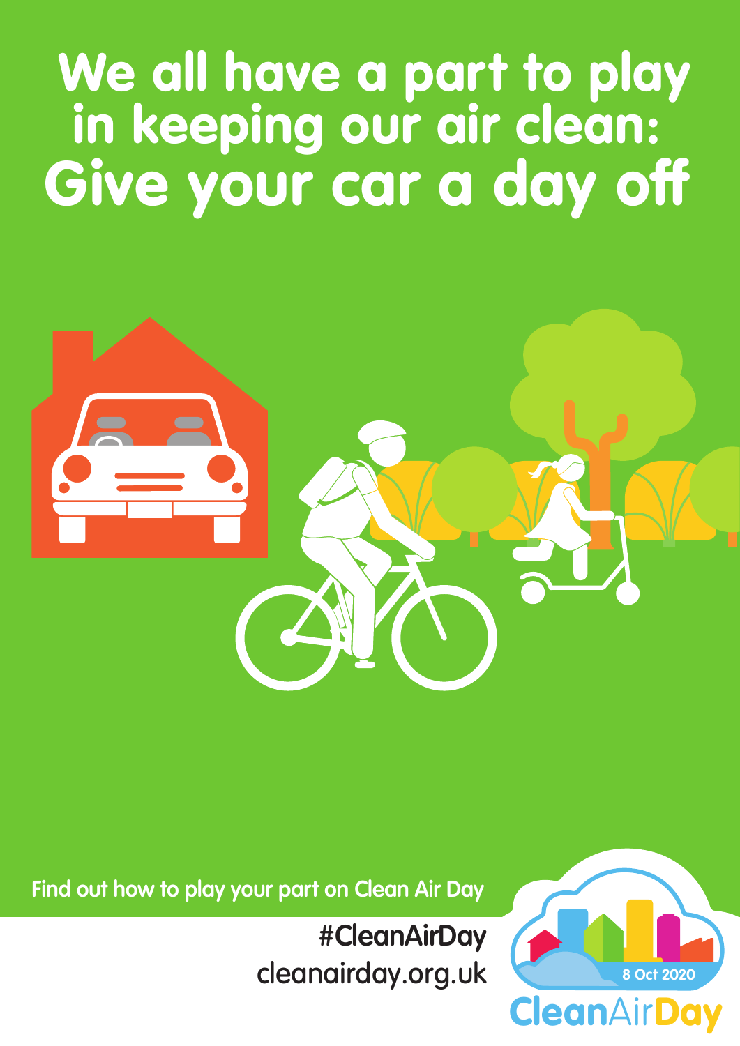# We all have a part to play in keeping our air clean: Give your car a day off

Find out how to play your part on Clean Air Day

#CleanAirDay
cleanairday.org.uk

8 Oct 2020
CleanAirDay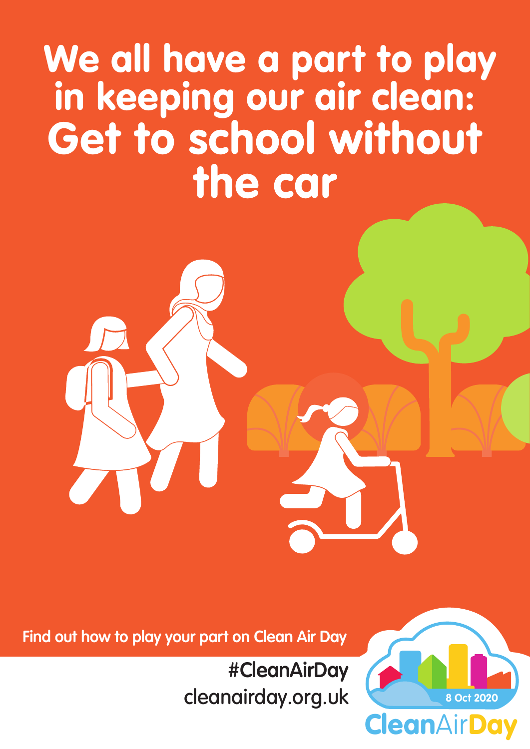# We all have a part to play in keeping our air clean: Get to school without the car

Find out how to play your part on Clean Air Day

#CleanAirDay
cleanairday.org.uk

8 Oct 2020

CleanAirDay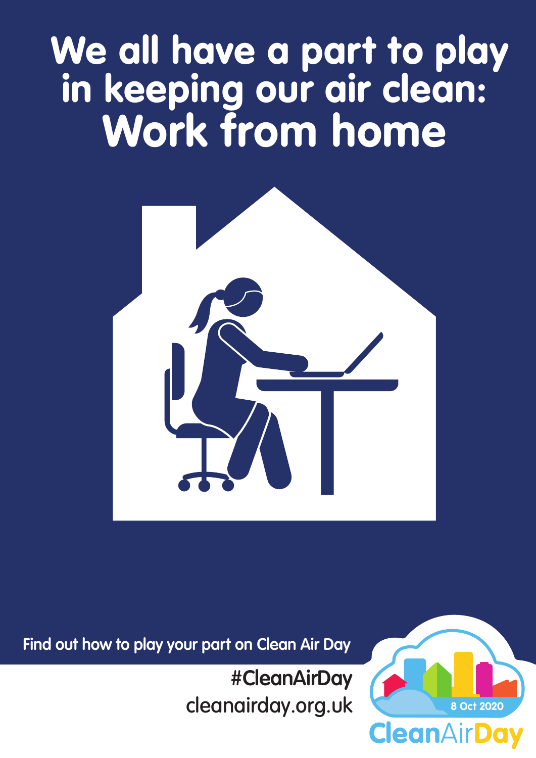# We all have a part to play in keeping our air clean: Work from home

Find out how to play your part on Clean Air Day

#CleanAirDay
cleanairday.org.uk

8 Oct 2020

CleanAirDay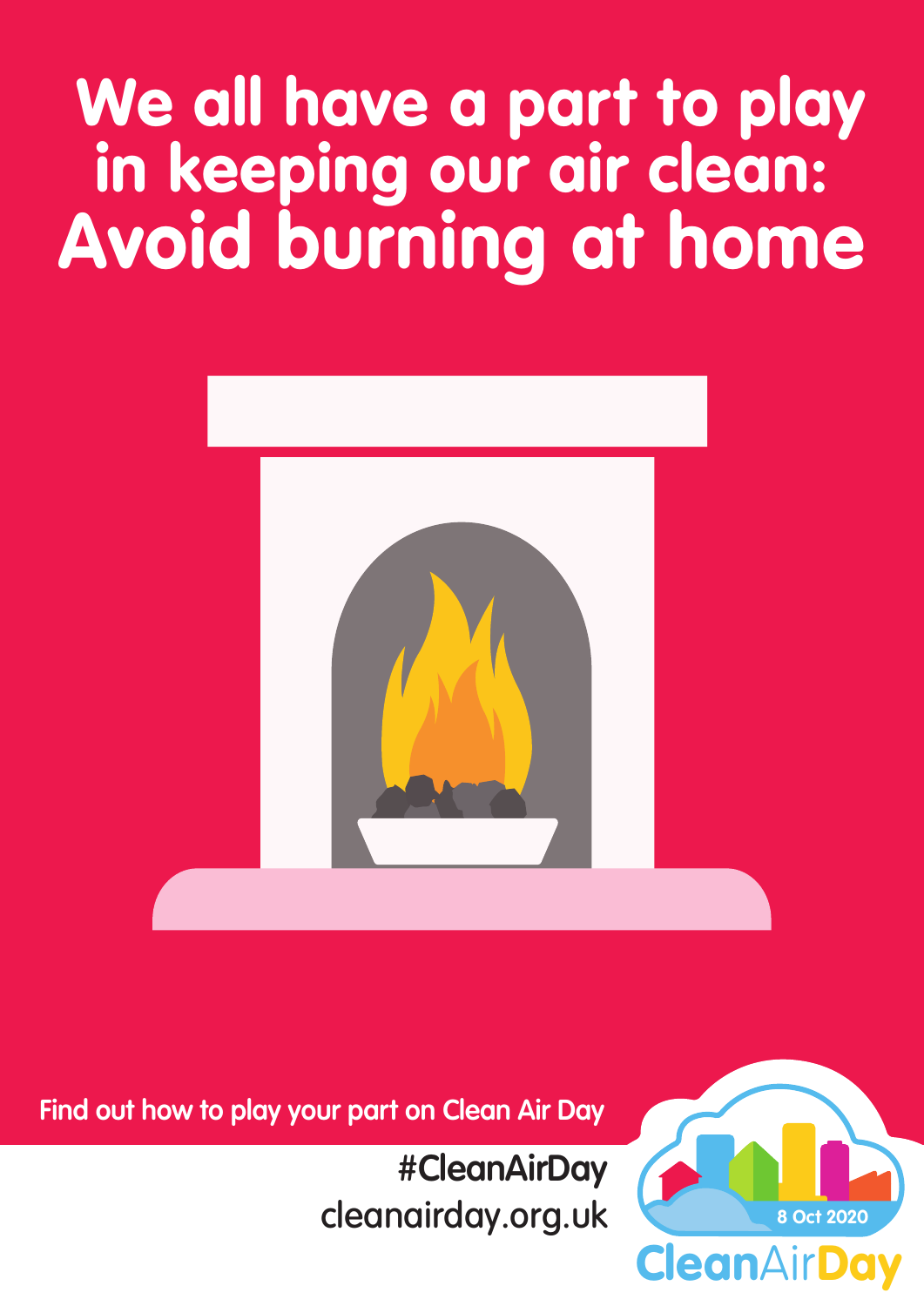# We all have a part to play in keeping our air clean: Avoid burning at home

Find out how to play your part on Clean Air Day

#CleanAirDay
cleanairday.org.uk

8 Oct 2020

CleanAirDay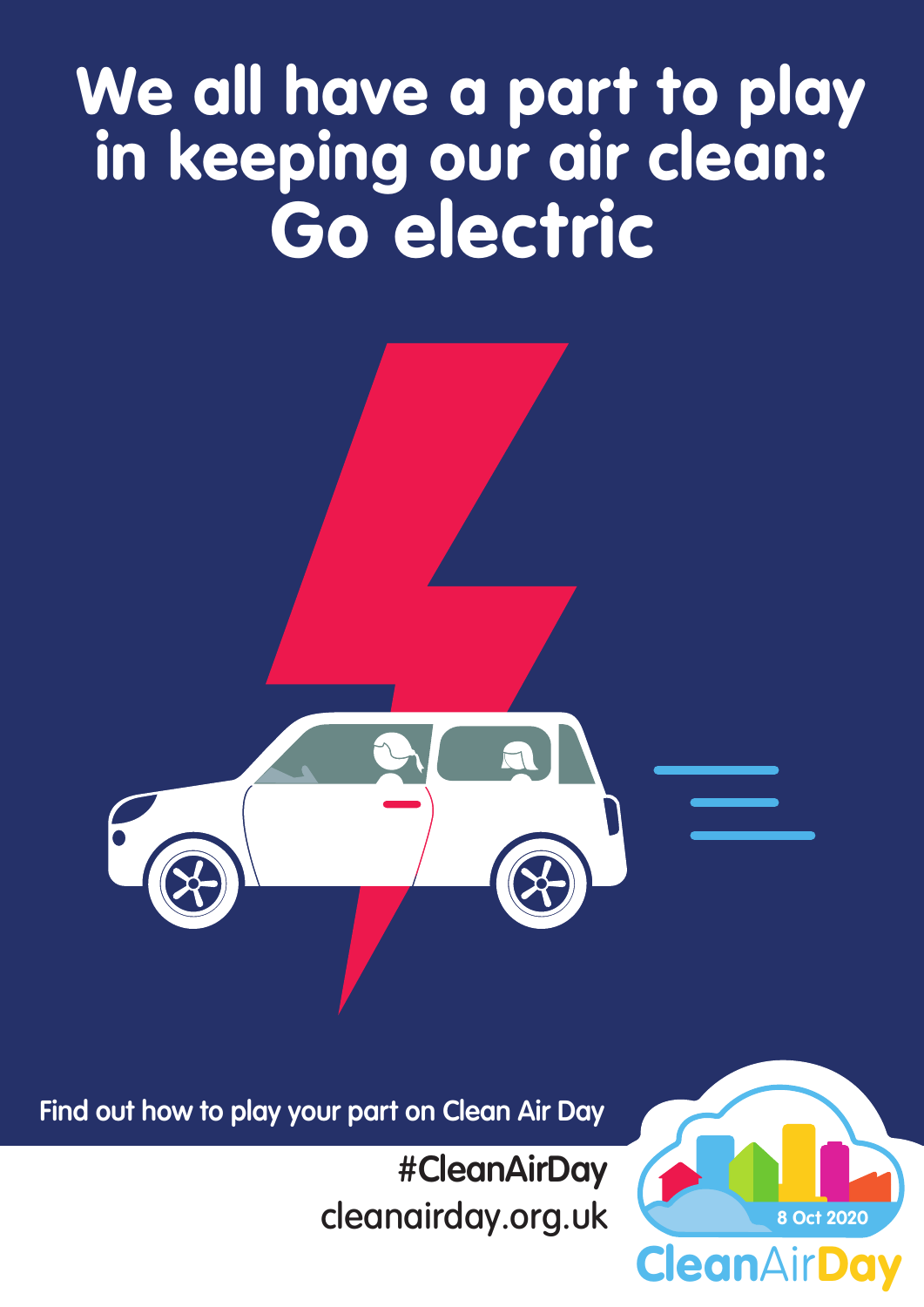# We all have a part to play in keeping our air clean: Go electric

Find out how to play your part on Clean Air Day

#CleanAirDay
cleanairday.org.uk

8 Oct 2020

CleanAirDay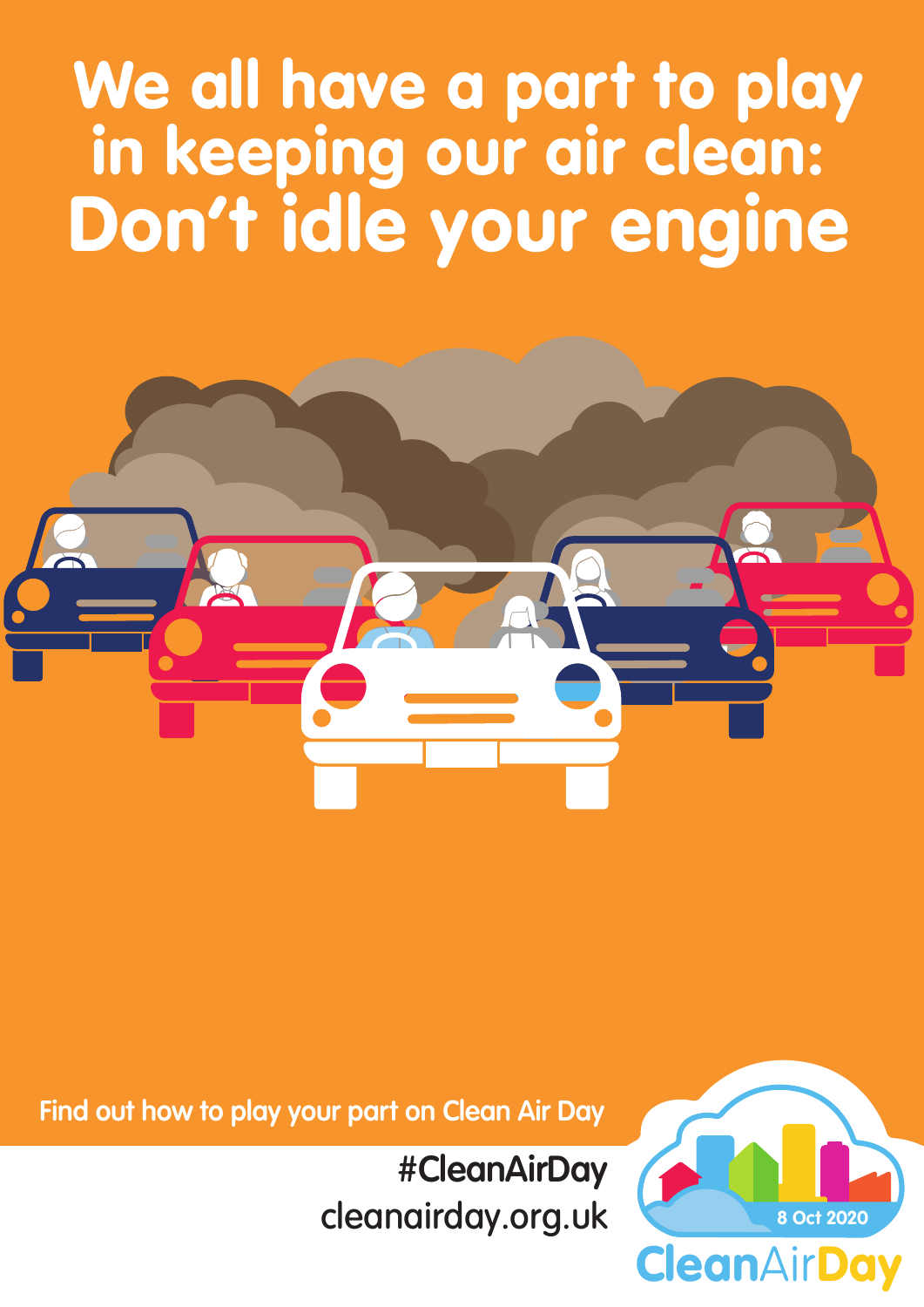# We all have a part to play in keeping our air clean: Don't idle your engine

Find out how to play your part on Clean Air Day

#CleanAirDay
cleanairday.org.uk

8 Oct 2020

CleanAirDay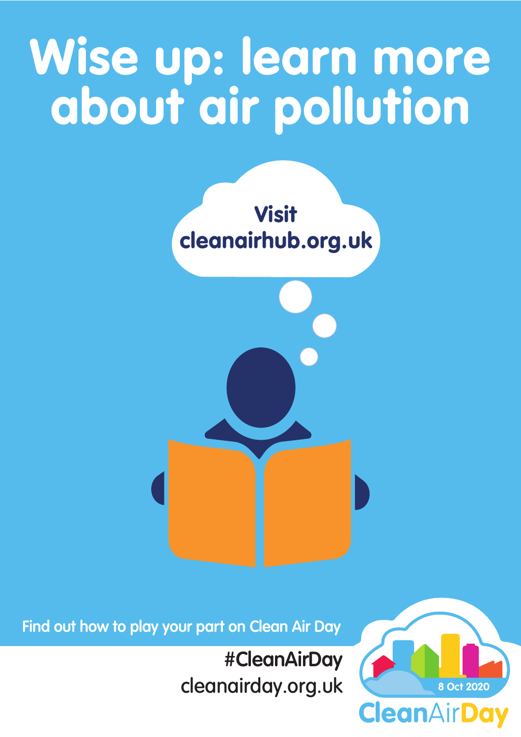# Wise up: learn more about air pollution

**Visit cleanairhub.org.uk**

Find out how to play your part on Clean Air Day

#CleanAirDay
cleanairday.org.uk

8 Oct 2020

CleanAirDay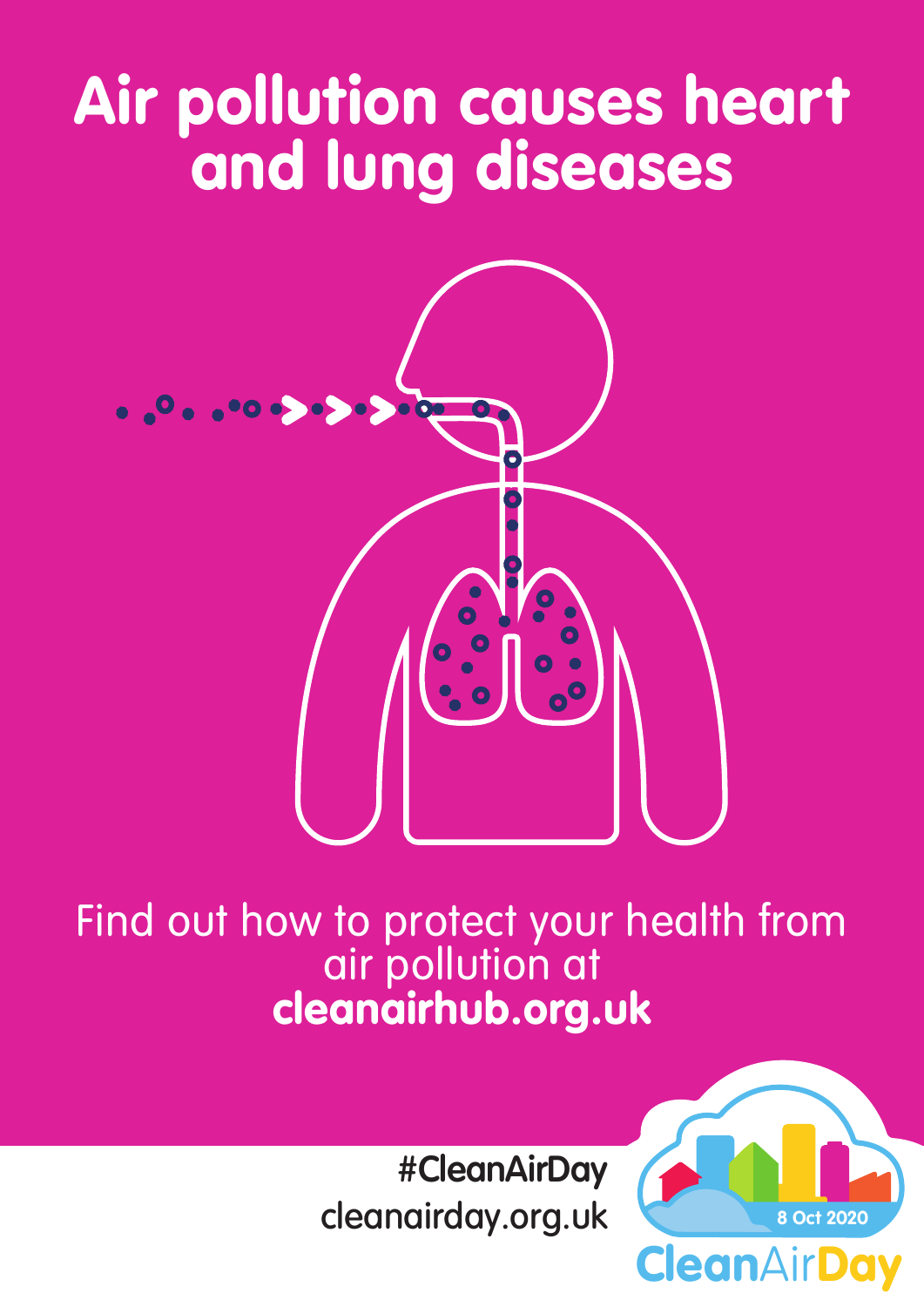# Air pollution causes heart and lung diseases

Find out how to protect your health from air pollution at
**cleanairhub.org.uk**

#CleanAirDay
cleanairday.org.uk

8 Oct 2020
CleanAirDay